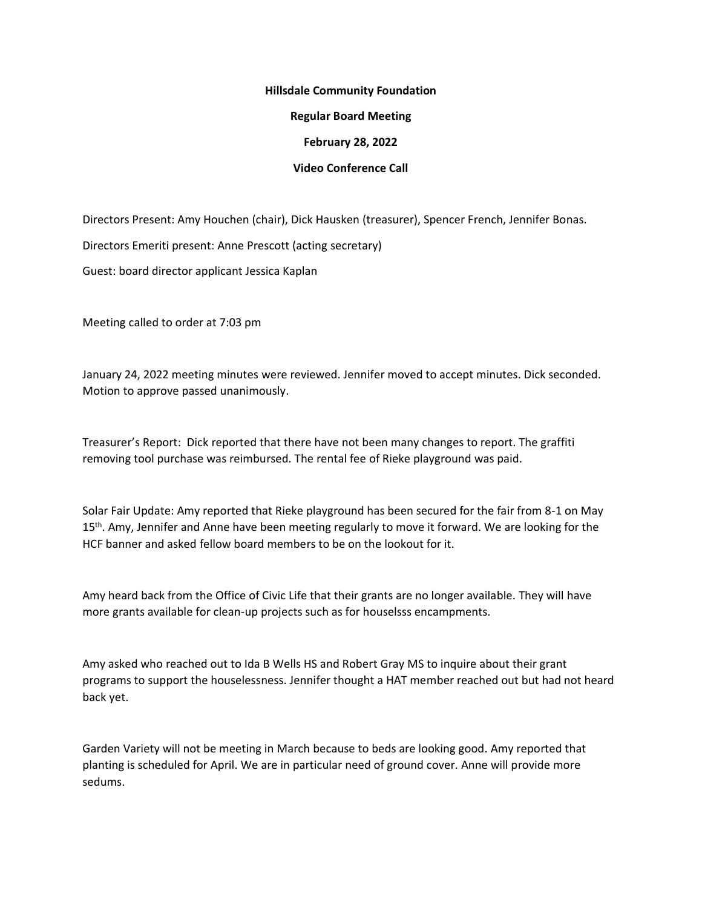**Hillsdale Community Foundation**

**Regular Board Meeting**

**February 28, 2022**

**Video Conference Call**

Directors Present: Amy Houchen (chair), Dick Hausken (treasurer), Spencer French, Jennifer Bonas.

Directors Emeriti present: Anne Prescott (acting secretary)

Guest: board director applicant Jessica Kaplan

Meeting called to order at 7:03 pm

January 24, 2022 meeting minutes were reviewed. Jennifer moved to accept minutes. Dick seconded. Motion to approve passed unanimously.

Treasurer's Report: Dick reported that there have not been many changes to report. The graffiti removing tool purchase was reimbursed. The rental fee of Rieke playground was paid.

Solar Fair Update: Amy reported that Rieke playground has been secured for the fair from 8-1 on May 15th. Amy, Jennifer and Anne have been meeting regularly to move it forward. We are looking for the HCF banner and asked fellow board members to be on the lookout for it.

Amy heard back from the Office of Civic Life that their grants are no longer available. They will have more grants available for clean-up projects such as for houselsss encampments.

Amy asked who reached out to Ida B Wells HS and Robert Gray MS to inquire about their grant programs to support the houselessness. Jennifer thought a HAT member reached out but had not heard back yet.

Garden Variety will not be meeting in March because to beds are looking good. Amy reported that planting is scheduled for April. We are in particular need of ground cover. Anne will provide more sedums.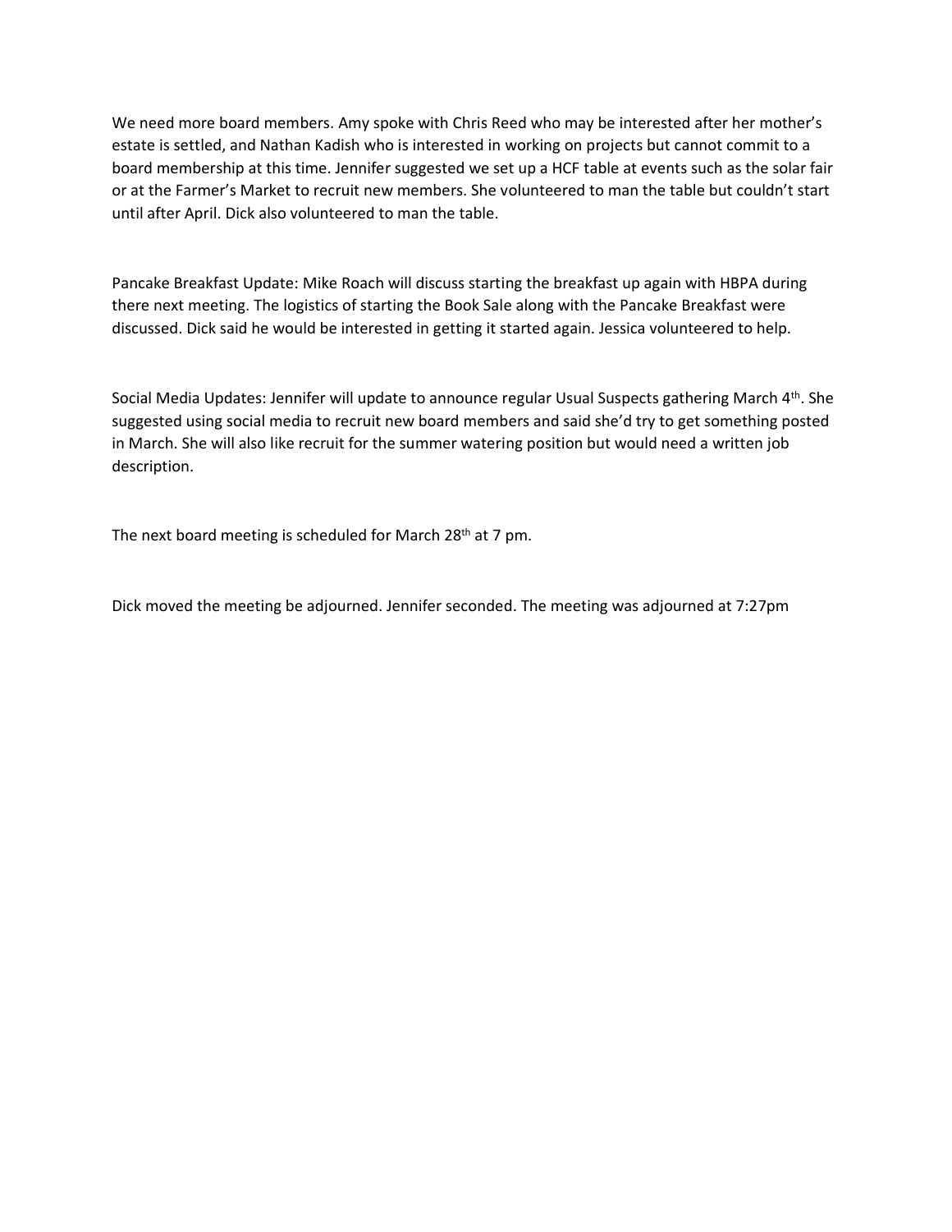We need more board members. Amy spoke with Chris Reed who may be interested after her mother's estate is settled, and Nathan Kadish who is interested in working on projects but cannot commit to a board membership at this time. Jennifer suggested we set up a HCF table at events such as the solar fair or at the Farmer's Market to recruit new members. She volunteered to man the table but couldn't start until after April. Dick also volunteered to man the table.

Pancake Breakfast Update: Mike Roach will discuss starting the breakfast up again with HBPA during there next meeting. The logistics of starting the Book Sale along with the Pancake Breakfast were discussed. Dick said he would be interested in getting it started again. Jessica volunteered to help.

Social Media Updates: Jennifer will update to announce regular Usual Suspects gathering March 4th. She suggested using social media to recruit new board members and said she'd try to get something posted in March. She will also like recruit for the summer watering position but would need a written job description.

The next board meeting is scheduled for March 28th at 7 pm.

Dick moved the meeting be adjourned. Jennifer seconded. The meeting was adjourned at 7:27pm